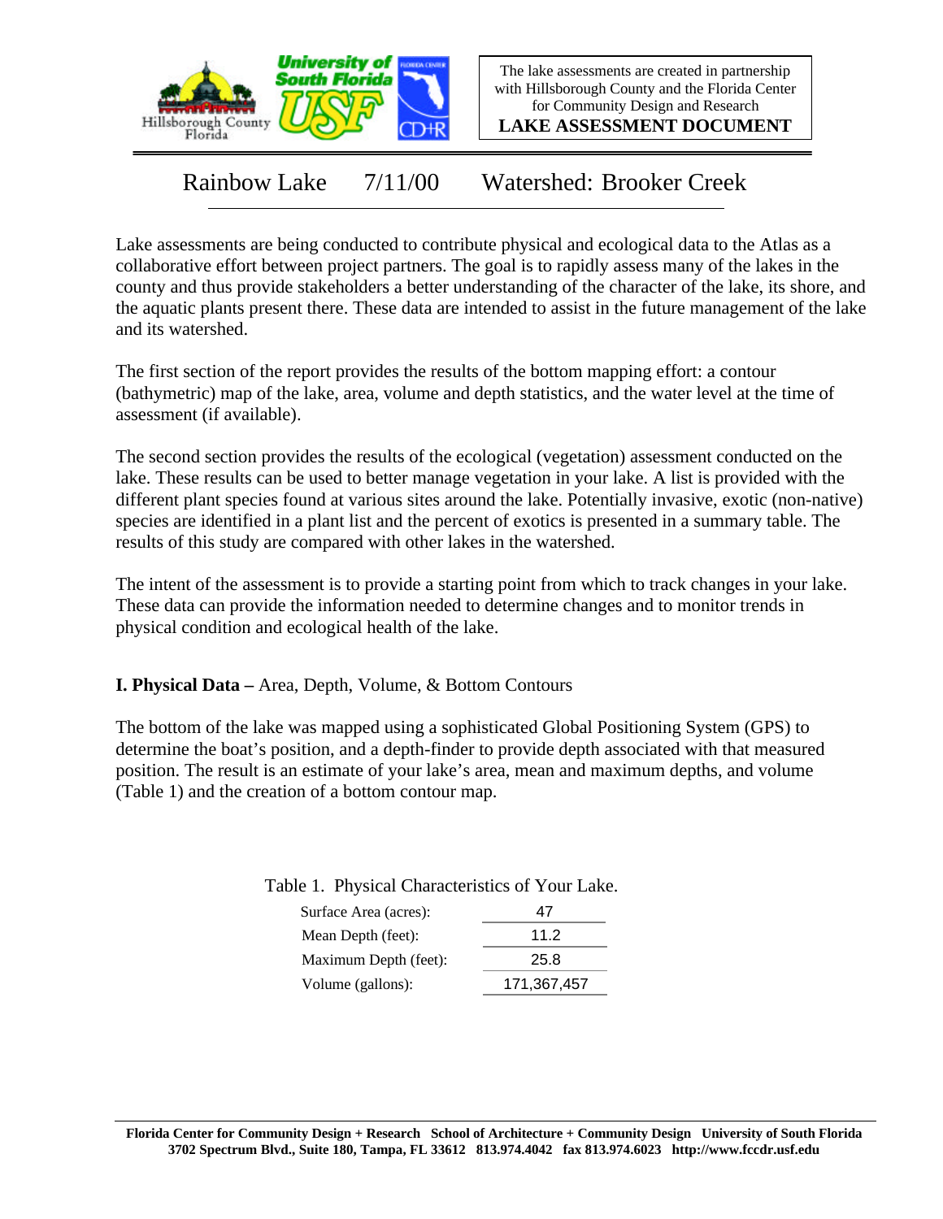The lake assessments are created in partnership with Hillsborough County and the Florida Center for Community Design and Research

**LAKE ASSESSMENT DOCUMENT**

# Rainbow Lake 7/11/00 Watershed: Brooker Creek

Lake assessments are being conducted to contribute physical and ecological data to the Atlas as a collaborative effort between project partners. The goal is to rapidly assess many of the lakes in the county and thus provide stakeholders a better understanding of the character of the lake, its shore, and the aquatic plants present there. These data are intended to assist in the future management of the lake and its watershed.

The first section of the report provides the results of the bottom mapping effort: a contour (bathymetric) map of the lake, area, volume and depth statistics, and the water level at the time of assessment (if available).

The second section provides the results of the ecological (vegetation) assessment conducted on the lake. These results can be used to better manage vegetation in your lake. A list is provided with the different plant species found at various sites around the lake. Potentially invasive, exotic (non-native) species are identified in a plant list and the percent of exotics is presented in a summary table. The results of this study are compared with other lakes in the watershed.

The intent of the assessment is to provide a starting point from which to track changes in your lake. These data can provide the information needed to determine changes and to monitor trends in physical condition and ecological health of the lake.

## I. Physical Data – Area, Depth, Volume, & Bottom Contours

The bottom of the lake was mapped using a sophisticated Global Positioning System (GPS) to determine the boat's position, and a depth-finder to provide depth associated with that measured position. The result is an estimate of your lake's area, mean and maximum depths, and volume (Table 1) and the creation of a bottom contour map.

Table 1. Physical Characteristics of Your Lake.

| | |
|---|---|
| Surface Area (acres): | 47 |
| Mean Depth (feet): | 11.2 |
| Maximum Depth (feet): | 25.8 |
| Volume (gallons): | 171,367,457 |

**Florida Center for Community Design + Research School of Architecture + Community Design University of South Florida 3702 Spectrum Blvd., Suite 180, Tampa, FL 33612 813.974.4042 fax 813.974.6023 http://www.fccdr.usf.edu**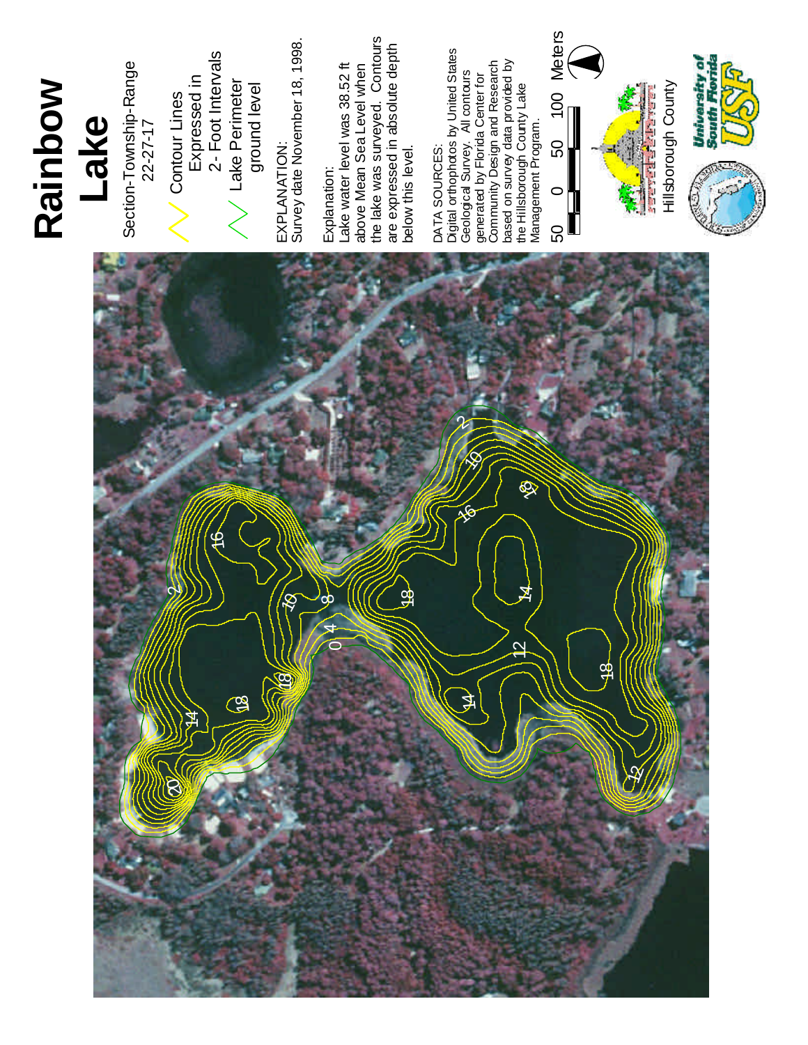# Rainbow Lake

Section-Township-Range
22-27-17

Contour Lines Expressed in 2- Foot Intervals

Lake Perimeter ground level

EXPLANATION:
Survey date November 18, 1998.

Explanation:
Lake water level was 38.52 ft above Mean Sea Level when the lake was surveyed. Contours are expressed in absolute depth below this level.

DATA SOURCES:
Digital orthophotos by United States Geological Survey. All contours generated by Florida Center for Community Design and Research based on survey data provided by the Hillsborough County Lake Management Program.

50 0 50 100 Meters

Hillsborough County

University of South Florida USF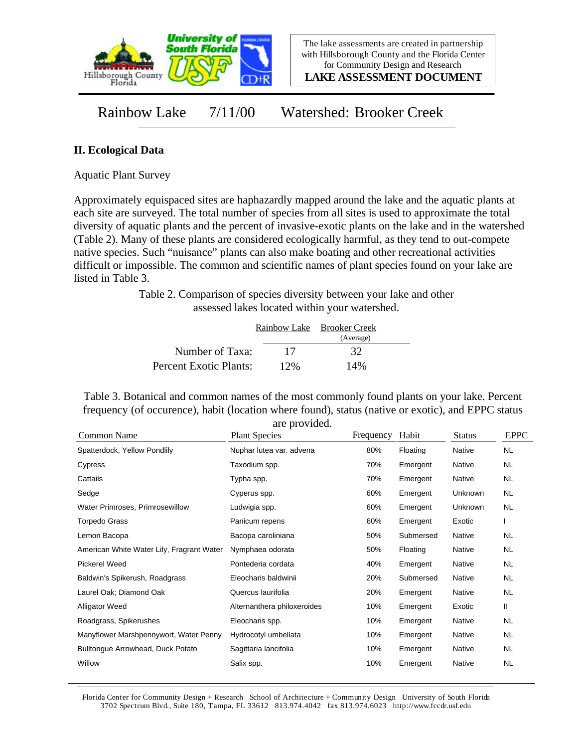Rainbow Lake    7/11/00    Watershed: Brooker Creek

## II. Ecological Data

Aquatic Plant Survey

Approximately equispaced sites are haphazardly mapped around the lake and the aquatic plants at each site are surveyed. The total number of species from all sites is used to approximate the total diversity of aquatic plants and the percent of invasive-exotic plants on the lake and in the watershed (Table 2). Many of these plants are considered ecologically harmful, as they tend to out-compete native species. Such "nuisance" plants can also make boating and other recreational activities difficult or impossible. The common and scientific names of plant species found on your lake are listed in Table 3.

Table 2. Comparison of species diversity between your lake and other assessed lakes located within your watershed.

| | Rainbow Lake | Brooker Creek (Average) |
|---|---|---|
| Number of Taxa: | 17 | 32 |
| Percent Exotic Plants: | 12% | 14% |

Table 3. Botanical and common names of the most commonly found plants on your lake. Percent frequency (of occurence), habit (location where found), status (native or exotic), and EPPC status are provided.

| Common Name | Plant Species | Frequency | Habit | Status | EPPC |
|---|---|---|---|---|---|
| Spatterdock, Yellow Pondlily | Nuphar lutea var. advena | 80% | Floating | Native | NL |
| Cypress | Taxodium spp. | 70% | Emergent | Native | NL |
| Cattails | Typha spp. | 70% | Emergent | Native | NL |
| Sedge | Cyperus spp. | 60% | Emergent | Unknown | NL |
| Water Primroses, Primrosewillow | Ludwigia spp. | 60% | Emergent | Unknown | NL |
| Torpedo Grass | Panicum repens | 60% | Emergent | Exotic | I |
| Lemon Bacopa | Bacopa caroliniana | 50% | Submersed | Native | NL |
| American White Water Lily, Fragrant Water | Nymphaea odorata | 50% | Floating | Native | NL |
| Pickerel Weed | Pontederia cordata | 40% | Emergent | Native | NL |
| Baldwin's Spikerush, Roadgrass | Eleocharis baldwinii | 20% | Submersed | Native | NL |
| Laurel Oak; Diamond Oak | Quercus laurifolia | 20% | Emergent | Native | NL |
| Alligator Weed | Alternanthera philoxeroides | 10% | Emergent | Exotic | II |
| Roadgrass, Spikerushes | Eleocharis spp. | 10% | Emergent | Native | NL |
| Manyflower Marshpennywort, Water Penny | Hydrocotyl umbellata | 10% | Emergent | Native | NL |
| Bulltongue Arrowhead, Duck Potato | Sagittaria lancifolia | 10% | Emergent | Native | NL |
| Willow | Salix spp. | 10% | Emergent | Native | NL |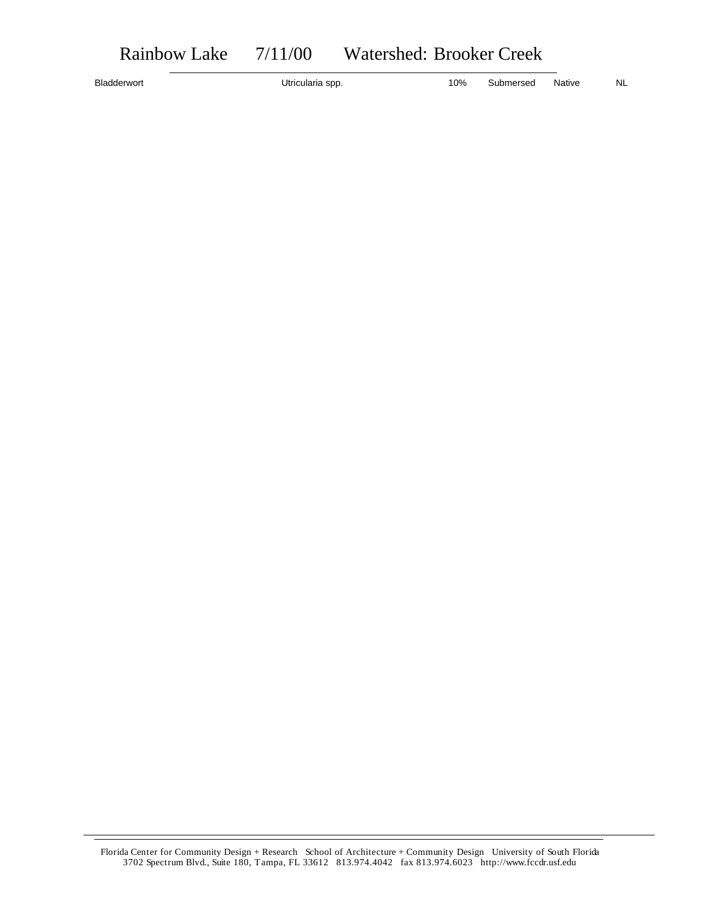# Rainbow Lake 7/11/00 Watershed: Brooker Creek

| | | | | | |
|---|---|---|---|---|---|
| Bladderwort | Utricularia spp. | 10% | Submersed | Native | NL |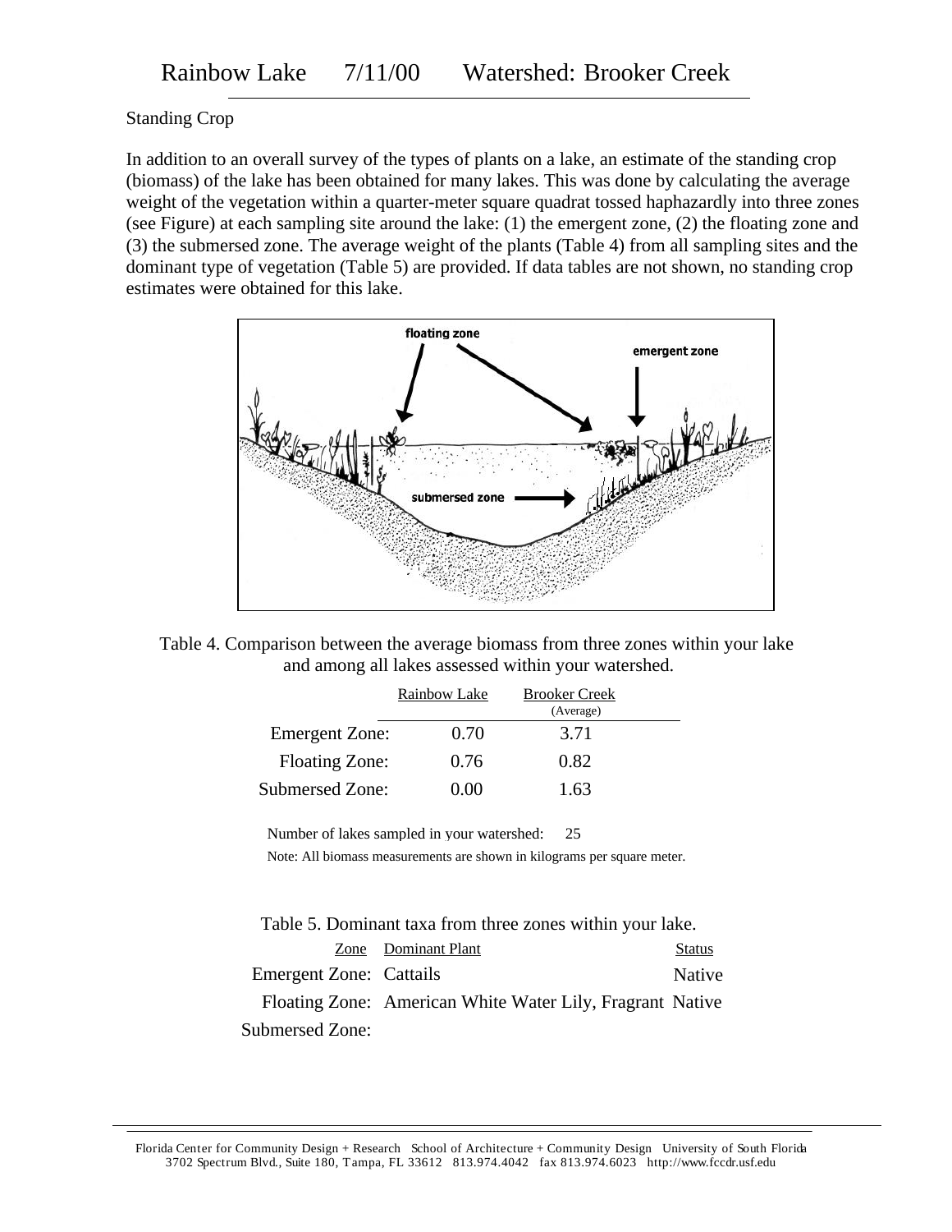# Rainbow Lake 7/11/00 Watershed: Brooker Creek

## Standing Crop

In addition to an overall survey of the types of plants on a lake, an estimate of the standing crop (biomass) of the lake has been obtained for many lakes. This was done by calculating the average weight of the vegetation within a quarter-meter square quadrat tossed haphazardly into three zones (see Figure) at each sampling site around the lake: (1) the emergent zone, (2) the floating zone and (3) the submersed zone. The average weight of the plants (Table 4) from all sampling sites and the dominant type of vegetation (Table 5) are provided. If data tables are not shown, no standing crop estimates were obtained for this lake.

floating zone

emergent zone

submersed zone

Table 4. Comparison between the average biomass from three zones within your lake and among all lakes assessed within your watershed.

| | Rainbow Lake | Brooker Creek (Average) |
|---|---|---|
| Emergent Zone: | 0.70 | 3.71 |
| Floating Zone: | 0.76 | 0.82 |
| Submersed Zone: | 0.00 | 1.63 |

Number of lakes sampled in your watershed: 25

Note: All biomass measurements are shown in kilograms per square meter.

Table 5. Dominant taxa from three zones within your lake.

| Zone | Dominant Plant | Status |
|---|---|---|
| Emergent Zone: | Cattails | Native |
| Floating Zone: | American White Water Lily, Fragrant | Native |
| Submersed Zone: | | |